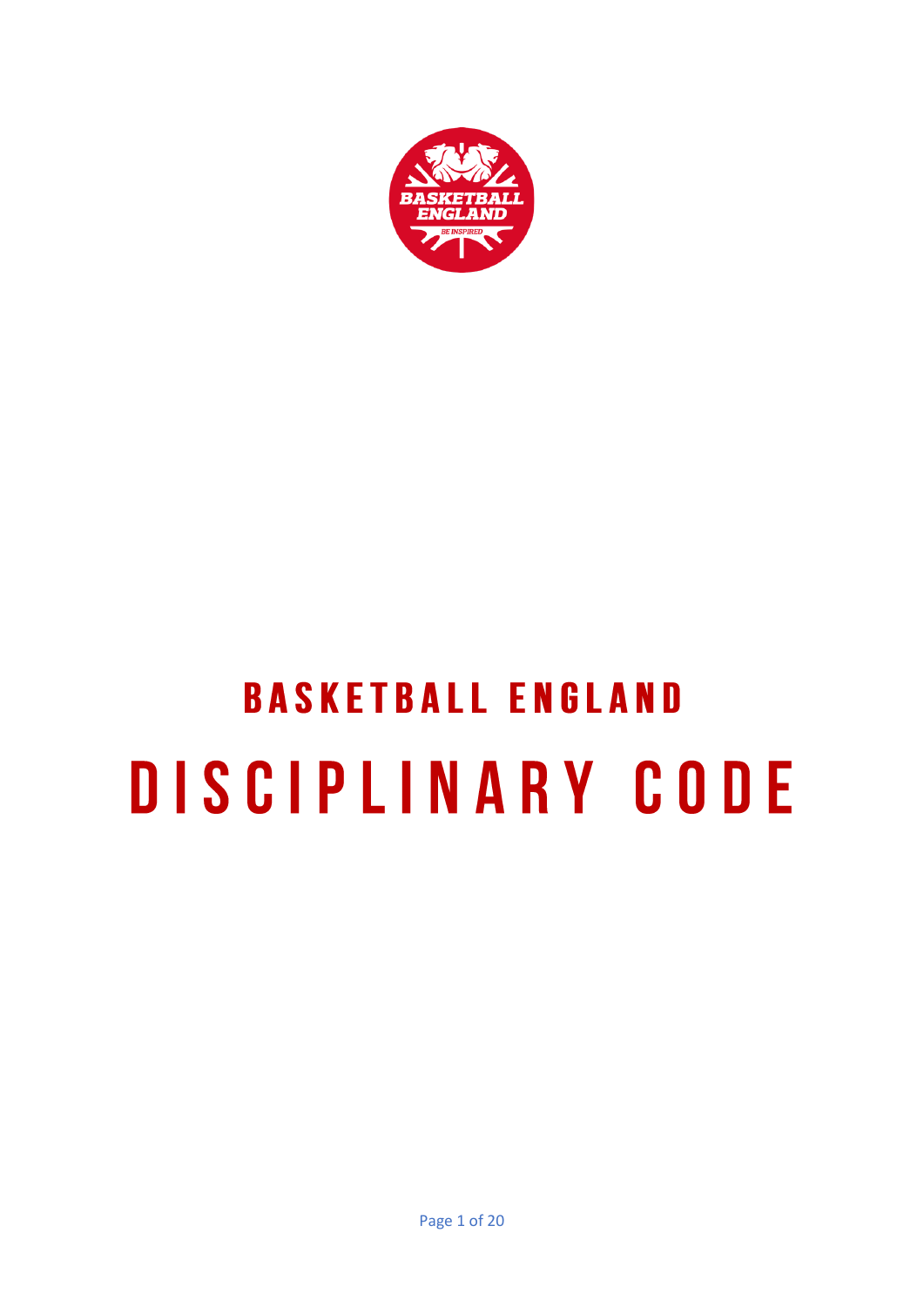# BASKETBALL ENGLAND

# DISCIPLINARY CODE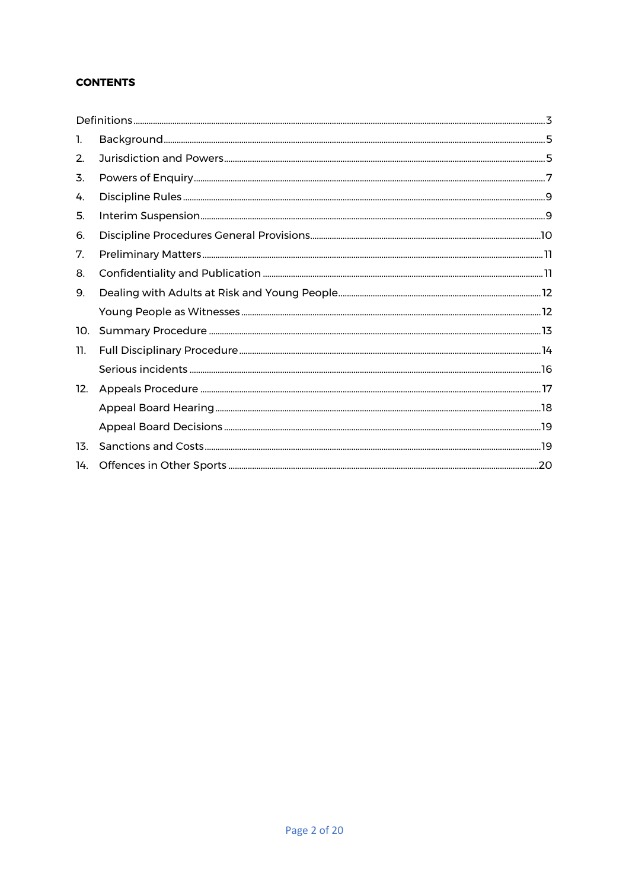**CONTENTS**

Definitions ........ 3

1. Background ........ 5
2. Jurisdiction and Powers ........ 5
3. Powers of Enquiry ........ 7
4. Discipline Rules ........ 9
5. Interim Suspension ........ 9
6. Discipline Procedures General Provisions ........ 10
7. Preliminary Matters ........ 11
8. Confidentiality and Publication ........ 11
9. Dealing with Adults at Risk and Young People ........ 12
   Young People as Witnesses ........ 12
10. Summary Procedure ........ 13
11. Full Disciplinary Procedure ........ 14
    Serious incidents ........ 16
12. Appeals Procedure ........ 17
    Appeal Board Hearing ........ 18
    Appeal Board Decisions ........ 19
13. Sanctions and Costs ........ 19
14. Offences in Other Sports ........ 20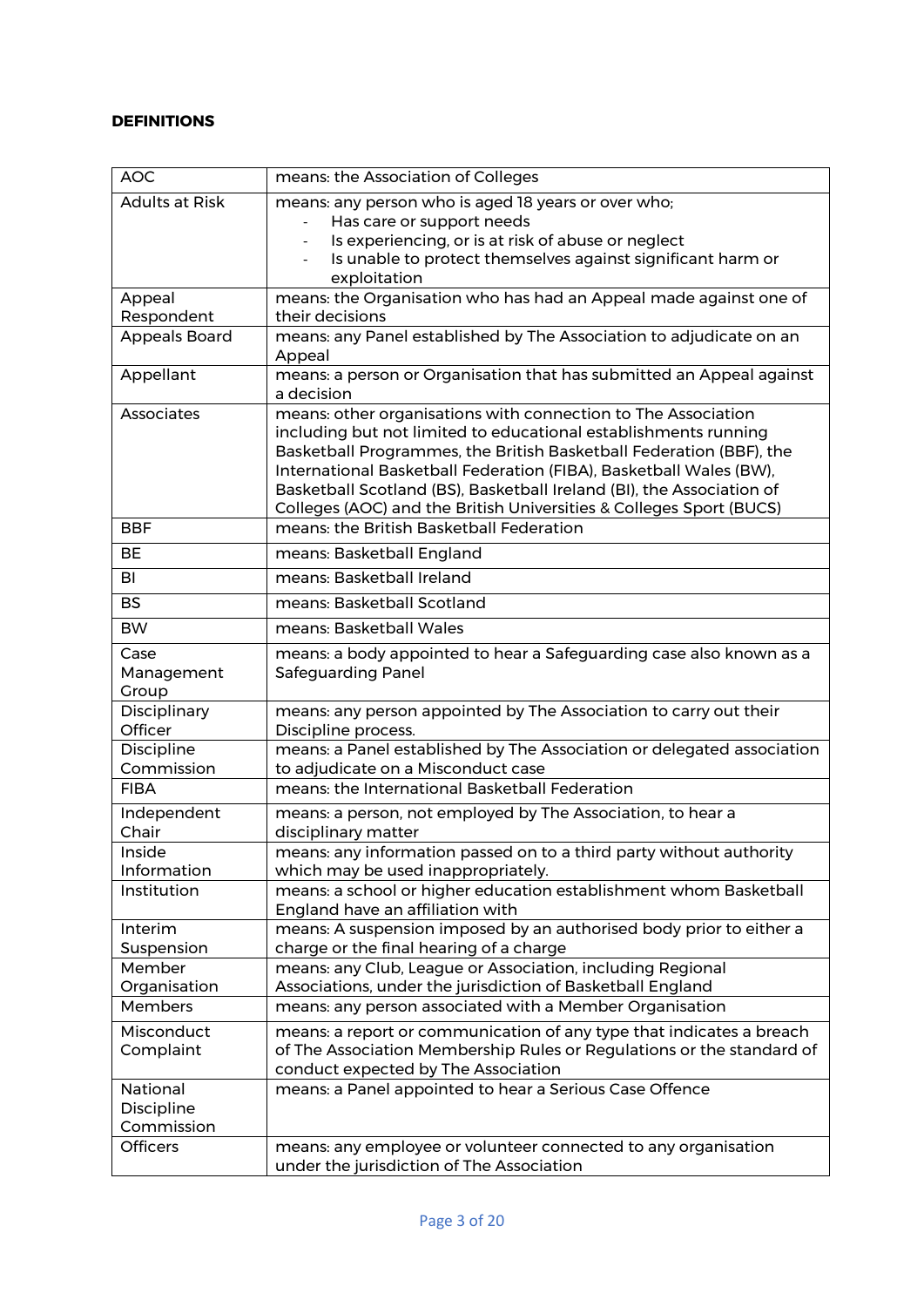**DEFINITIONS**

| | |
|---|---|
| AOC | means: the Association of Colleges |
| Adults at Risk | means: any person who is aged 18 years or over who;<br>- Has care or support needs<br>- Is experiencing, or is at risk of abuse or neglect<br>- Is unable to protect themselves against significant harm or exploitation |
| Appeal Respondent | means: the Organisation who has had an Appeal made against one of their decisions |
| Appeals Board | means: any Panel established by The Association to adjudicate on an Appeal |
| Appellant | means: a person or Organisation that has submitted an Appeal against a decision |
| Associates | means: other organisations with connection to The Association including but not limited to educational establishments running Basketball Programmes, the British Basketball Federation (BBF), the International Basketball Federation (FIBA), Basketball Wales (BW), Basketball Scotland (BS), Basketball Ireland (BI), the Association of Colleges (AOC) and the British Universities & Colleges Sport (BUCS) |
| BBF | means: the British Basketball Federation |
| BE | means: Basketball England |
| BI | means: Basketball Ireland |
| BS | means: Basketball Scotland |
| BW | means: Basketball Wales |
| Case Management Group | means: a body appointed to hear a Safeguarding case also known as a Safeguarding Panel |
| Disciplinary Officer | means: any person appointed by The Association to carry out their Discipline process. |
| Discipline Commission | means: a Panel established by The Association or delegated association to adjudicate on a Misconduct case |
| FIBA | means: the International Basketball Federation |
| Independent Chair | means: a person, not employed by The Association, to hear a disciplinary matter |
| Inside Information | means: any information passed on to a third party without authority which may be used inappropriately. |
| Institution | means: a school or higher education establishment whom Basketball England have an affiliation with |
| Interim Suspension | means: A suspension imposed by an authorised body prior to either a charge or the final hearing of a charge |
| Member Organisation | means: any Club, League or Association, including Regional Associations, under the jurisdiction of Basketball England |
| Members | means: any person associated with a Member Organisation |
| Misconduct Complaint | means: a report or communication of any type that indicates a breach of The Association Membership Rules or Regulations or the standard of conduct expected by The Association |
| National Discipline Commission | means: a Panel appointed to hear a Serious Case Offence |
| Officers | means: any employee or volunteer connected to any organisation under the jurisdiction of The Association |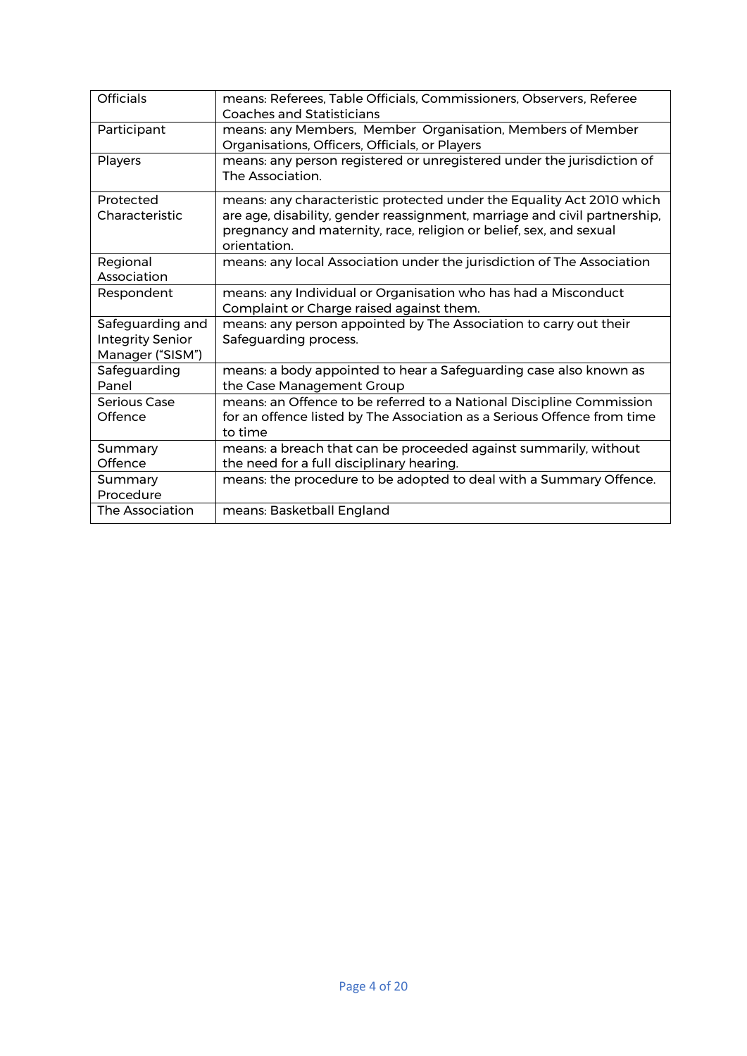| | |
|---|---|
| Officials | means: Referees, Table Officials, Commissioners, Observers, Referee Coaches and Statisticians |
| Participant | means: any Members, Member Organisation, Members of Member Organisations, Officers, Officials, or Players |
| Players | means: any person registered or unregistered under the jurisdiction of The Association. |
| Protected Characteristic | means: any characteristic protected under the Equality Act 2010 which are age, disability, gender reassignment, marriage and civil partnership, pregnancy and maternity, race, religion or belief, sex, and sexual orientation. |
| Regional Association | means: any local Association under the jurisdiction of The Association |
| Respondent | means: any Individual or Organisation who has had a Misconduct Complaint or Charge raised against them. |
| Safeguarding and Integrity Senior Manager ("SISM") | means: any person appointed by The Association to carry out their Safeguarding process. |
| Safeguarding Panel | means: a body appointed to hear a Safeguarding case also known as the Case Management Group |
| Serious Case Offence | means: an Offence to be referred to a National Discipline Commission for an offence listed by The Association as a Serious Offence from time to time |
| Summary Offence | means: a breach that can be proceeded against summarily, without the need for a full disciplinary hearing. |
| Summary Procedure | means: the procedure to be adopted to deal with a Summary Offence. |
| The Association | means: Basketball England |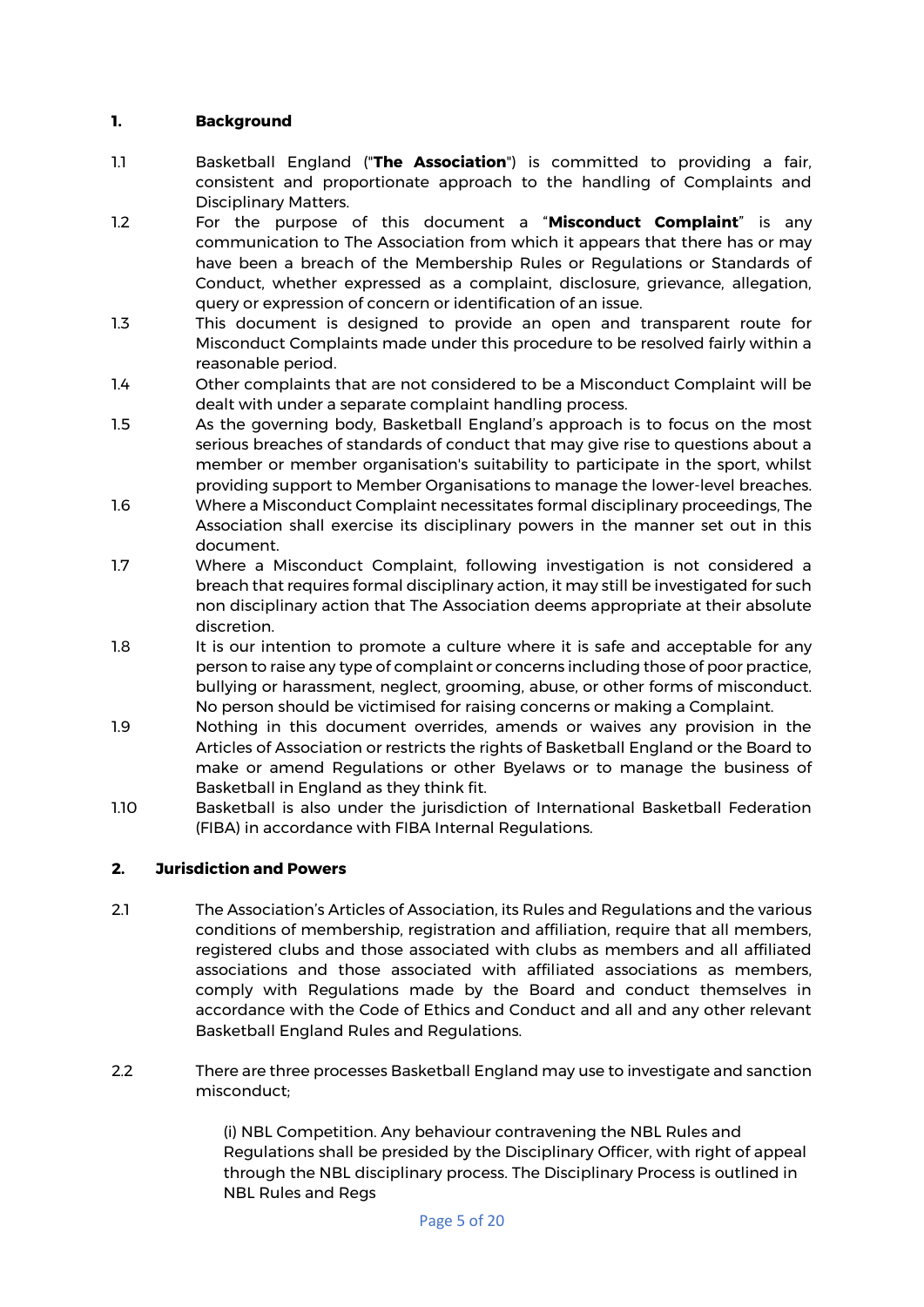## 1. Background

1.1 Basketball England ("**The Association**") is committed to providing a fair, consistent and proportionate approach to the handling of Complaints and Disciplinary Matters.

1.2 For the purpose of this document a "**Misconduct Complaint**" is any communication to The Association from which it appears that there has or may have been a breach of the Membership Rules or Regulations or Standards of Conduct, whether expressed as a complaint, disclosure, grievance, allegation, query or expression of concern or identification of an issue.

1.3 This document is designed to provide an open and transparent route for Misconduct Complaints made under this procedure to be resolved fairly within a reasonable period.

1.4 Other complaints that are not considered to be a Misconduct Complaint will be dealt with under a separate complaint handling process.

1.5 As the governing body, Basketball England's approach is to focus on the most serious breaches of standards of conduct that may give rise to questions about a member or member organisation's suitability to participate in the sport, whilst providing support to Member Organisations to manage the lower-level breaches.

1.6 Where a Misconduct Complaint necessitates formal disciplinary proceedings, The Association shall exercise its disciplinary powers in the manner set out in this document.

1.7 Where a Misconduct Complaint, following investigation is not considered a breach that requires formal disciplinary action, it may still be investigated for such non disciplinary action that The Association deems appropriate at their absolute discretion.

1.8 It is our intention to promote a culture where it is safe and acceptable for any person to raise any type of complaint or concerns including those of poor practice, bullying or harassment, neglect, grooming, abuse, or other forms of misconduct. No person should be victimised for raising concerns or making a Complaint.

1.9 Nothing in this document overrides, amends or waives any provision in the Articles of Association or restricts the rights of Basketball England or the Board to make or amend Regulations or other Byelaws or to manage the business of Basketball in England as they think fit.

1.10 Basketball is also under the jurisdiction of International Basketball Federation (FIBA) in accordance with FIBA Internal Regulations.

## 2. Jurisdiction and Powers

2.1 The Association's Articles of Association, its Rules and Regulations and the various conditions of membership, registration and affiliation, require that all members, registered clubs and those associated with clubs as members and all affiliated associations and those associated with affiliated associations as members, comply with Regulations made by the Board and conduct themselves in accordance with the Code of Ethics and Conduct and all and any other relevant Basketball England Rules and Regulations.

2.2 There are three processes Basketball England may use to investigate and sanction misconduct;

(i) NBL Competition. Any behaviour contravening the NBL Rules and Regulations shall be presided by the Disciplinary Officer, with right of appeal through the NBL disciplinary process. The Disciplinary Process is outlined in NBL Rules and Regs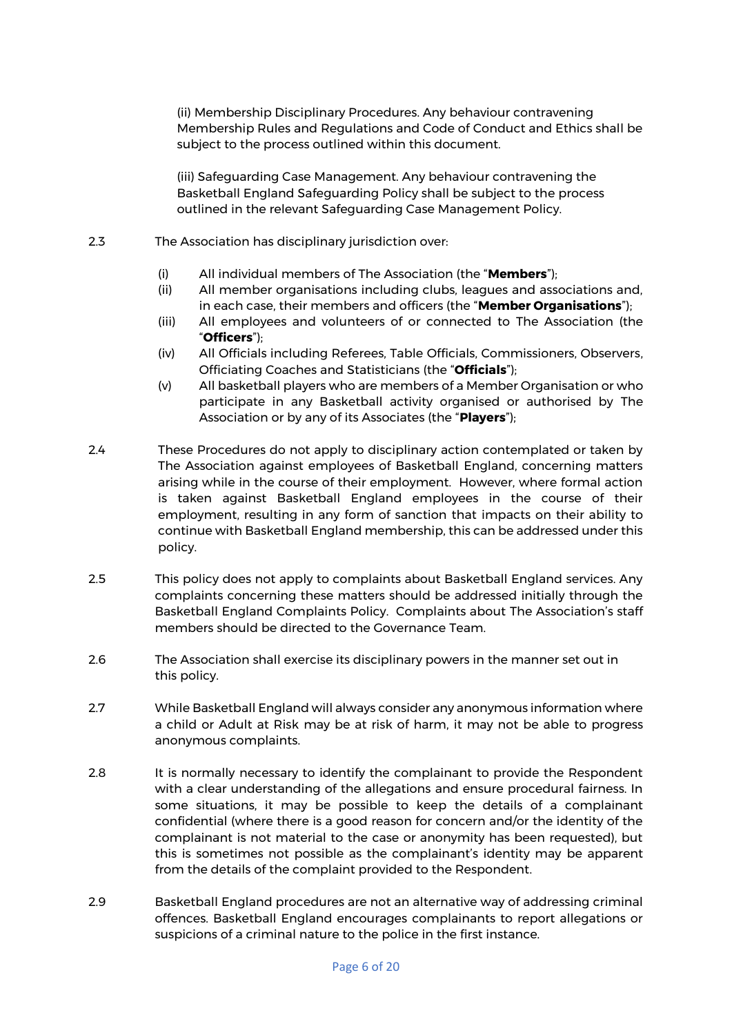(ii) Membership Disciplinary Procedures. Any behaviour contravening Membership Rules and Regulations and Code of Conduct and Ethics shall be subject to the process outlined within this document.

(iii) Safeguarding Case Management. Any behaviour contravening the Basketball England Safeguarding Policy shall be subject to the process outlined in the relevant Safeguarding Case Management Policy.

2.3 The Association has disciplinary jurisdiction over:

- (i) All individual members of The Association (the "**Members**");
- (ii) All member organisations including clubs, leagues and associations and, in each case, their members and officers (the "**Member Organisations**");
- (iii) All employees and volunteers of or connected to The Association (the "**Officers**");
- (iv) All Officials including Referees, Table Officials, Commissioners, Observers, Officiating Coaches and Statisticians (the "**Officials**");
- (v) All basketball players who are members of a Member Organisation or who participate in any Basketball activity organised or authorised by The Association or by any of its Associates (the "**Players**");

2.4 These Procedures do not apply to disciplinary action contemplated or taken by The Association against employees of Basketball England, concerning matters arising while in the course of their employment. However, where formal action is taken against Basketball England employees in the course of their employment, resulting in any form of sanction that impacts on their ability to continue with Basketball England membership, this can be addressed under this policy.

2.5 This policy does not apply to complaints about Basketball England services. Any complaints concerning these matters should be addressed initially through the Basketball England Complaints Policy. Complaints about The Association's staff members should be directed to the Governance Team.

2.6 The Association shall exercise its disciplinary powers in the manner set out in this policy.

2.7 While Basketball England will always consider any anonymous information where a child or Adult at Risk may be at risk of harm, it may not be able to progress anonymous complaints.

2.8 It is normally necessary to identify the complainant to provide the Respondent with a clear understanding of the allegations and ensure procedural fairness. In some situations, it may be possible to keep the details of a complainant confidential (where there is a good reason for concern and/or the identity of the complainant is not material to the case or anonymity has been requested), but this is sometimes not possible as the complainant's identity may be apparent from the details of the complaint provided to the Respondent.

2.9 Basketball England procedures are not an alternative way of addressing criminal offences. Basketball England encourages complainants to report allegations or suspicions of a criminal nature to the police in the first instance.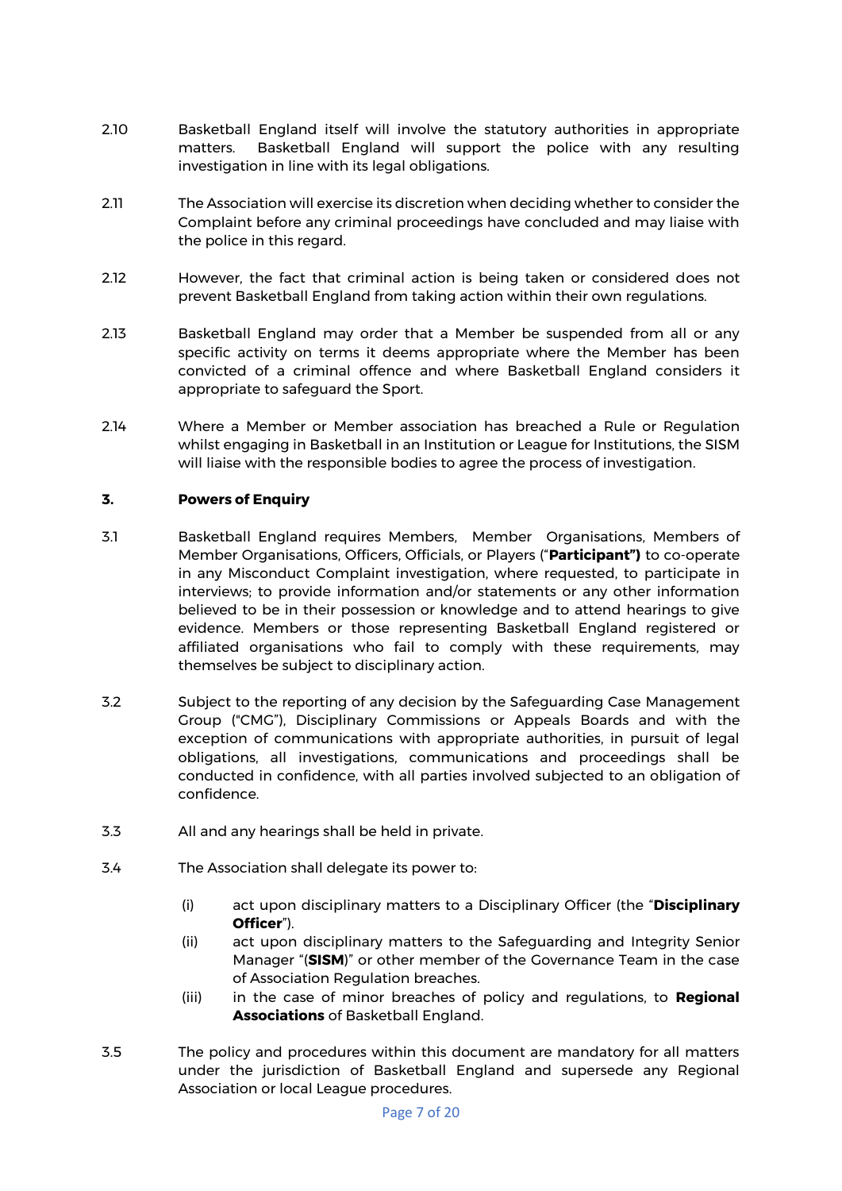2.10 Basketball England itself will involve the statutory authorities in appropriate matters. Basketball England will support the police with any resulting investigation in line with its legal obligations.

2.11 The Association will exercise its discretion when deciding whether to consider the Complaint before any criminal proceedings have concluded and may liaise with the police in this regard.

2.12 However, the fact that criminal action is being taken or considered does not prevent Basketball England from taking action within their own regulations.

2.13 Basketball England may order that a Member be suspended from all or any specific activity on terms it deems appropriate where the Member has been convicted of a criminal offence and where Basketball England considers it appropriate to safeguard the Sport.

2.14 Where a Member or Member association has breached a Rule or Regulation whilst engaging in Basketball in an Institution or League for Institutions, the SISM will liaise with the responsible bodies to agree the process of investigation.

## 3. Powers of Enquiry

3.1 Basketball England requires Members, Member Organisations, Members of Member Organisations, Officers, Officials, or Players ("**Participant")** to co-operate in any Misconduct Complaint investigation, where requested, to participate in interviews; to provide information and/or statements or any other information believed to be in their possession or knowledge and to attend hearings to give evidence. Members or those representing Basketball England registered or affiliated organisations who fail to comply with these requirements, may themselves be subject to disciplinary action.

3.2 Subject to the reporting of any decision by the Safeguarding Case Management Group ("CMG"), Disciplinary Commissions or Appeals Boards and with the exception of communications with appropriate authorities, in pursuit of legal obligations, all investigations, communications and proceedings shall be conducted in confidence, with all parties involved subjected to an obligation of confidence.

3.3 All and any hearings shall be held in private.

3.4 The Association shall delegate its power to:

- (i) act upon disciplinary matters to a Disciplinary Officer (the "**Disciplinary Officer**").
- (ii) act upon disciplinary matters to the Safeguarding and Integrity Senior Manager "(**SISM**)" or other member of the Governance Team in the case of Association Regulation breaches.
- (iii) in the case of minor breaches of policy and regulations, to **Regional Associations** of Basketball England.

3.5 The policy and procedures within this document are mandatory for all matters under the jurisdiction of Basketball England and supersede any Regional Association or local League procedures.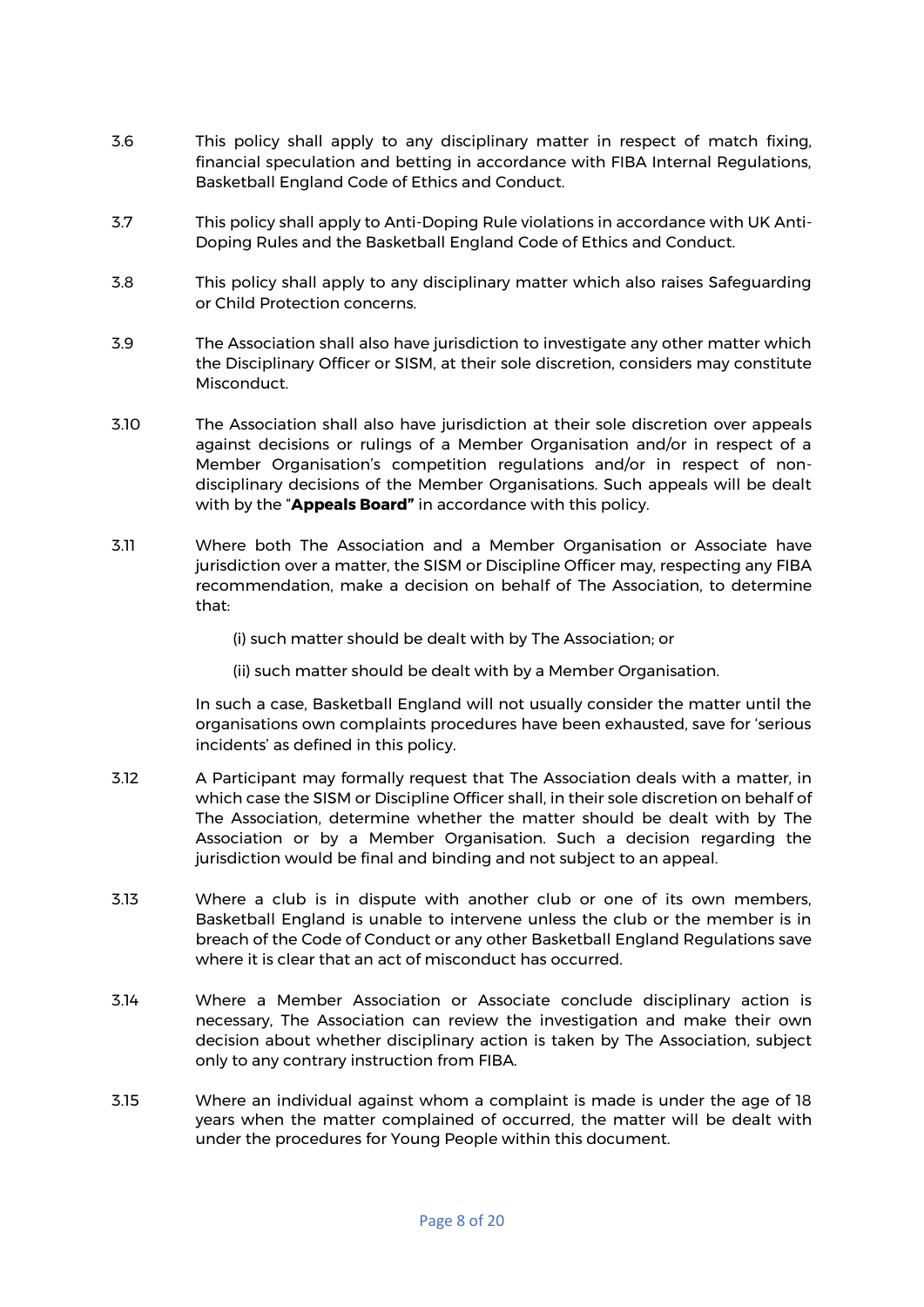3.6 This policy shall apply to any disciplinary matter in respect of match fixing, financial speculation and betting in accordance with FIBA Internal Regulations, Basketball England Code of Ethics and Conduct.

3.7 This policy shall apply to Anti-Doping Rule violations in accordance with UK Anti-Doping Rules and the Basketball England Code of Ethics and Conduct.

3.8 This policy shall apply to any disciplinary matter which also raises Safeguarding or Child Protection concerns.

3.9 The Association shall also have jurisdiction to investigate any other matter which the Disciplinary Officer or SISM, at their sole discretion, considers may constitute Misconduct.

3.10 The Association shall also have jurisdiction at their sole discretion over appeals against decisions or rulings of a Member Organisation and/or in respect of a Member Organisation's competition regulations and/or in respect of non-disciplinary decisions of the Member Organisations. Such appeals will be dealt with by the "**Appeals Board"** in accordance with this policy.

3.11 Where both The Association and a Member Organisation or Associate have jurisdiction over a matter, the SISM or Discipline Officer may, respecting any FIBA recommendation, make a decision on behalf of The Association, to determine that:

(i) such matter should be dealt with by The Association; or

(ii) such matter should be dealt with by a Member Organisation.

In such a case, Basketball England will not usually consider the matter until the organisations own complaints procedures have been exhausted, save for 'serious incidents' as defined in this policy.

3.12 A Participant may formally request that The Association deals with a matter, in which case the SISM or Discipline Officer shall, in their sole discretion on behalf of The Association, determine whether the matter should be dealt with by The Association or by a Member Organisation. Such a decision regarding the jurisdiction would be final and binding and not subject to an appeal.

3.13 Where a club is in dispute with another club or one of its own members, Basketball England is unable to intervene unless the club or the member is in breach of the Code of Conduct or any other Basketball England Regulations save where it is clear that an act of misconduct has occurred.

3.14 Where a Member Association or Associate conclude disciplinary action is necessary, The Association can review the investigation and make their own decision about whether disciplinary action is taken by The Association, subject only to any contrary instruction from FIBA.

3.15 Where an individual against whom a complaint is made is under the age of 18 years when the matter complained of occurred, the matter will be dealt with under the procedures for Young People within this document.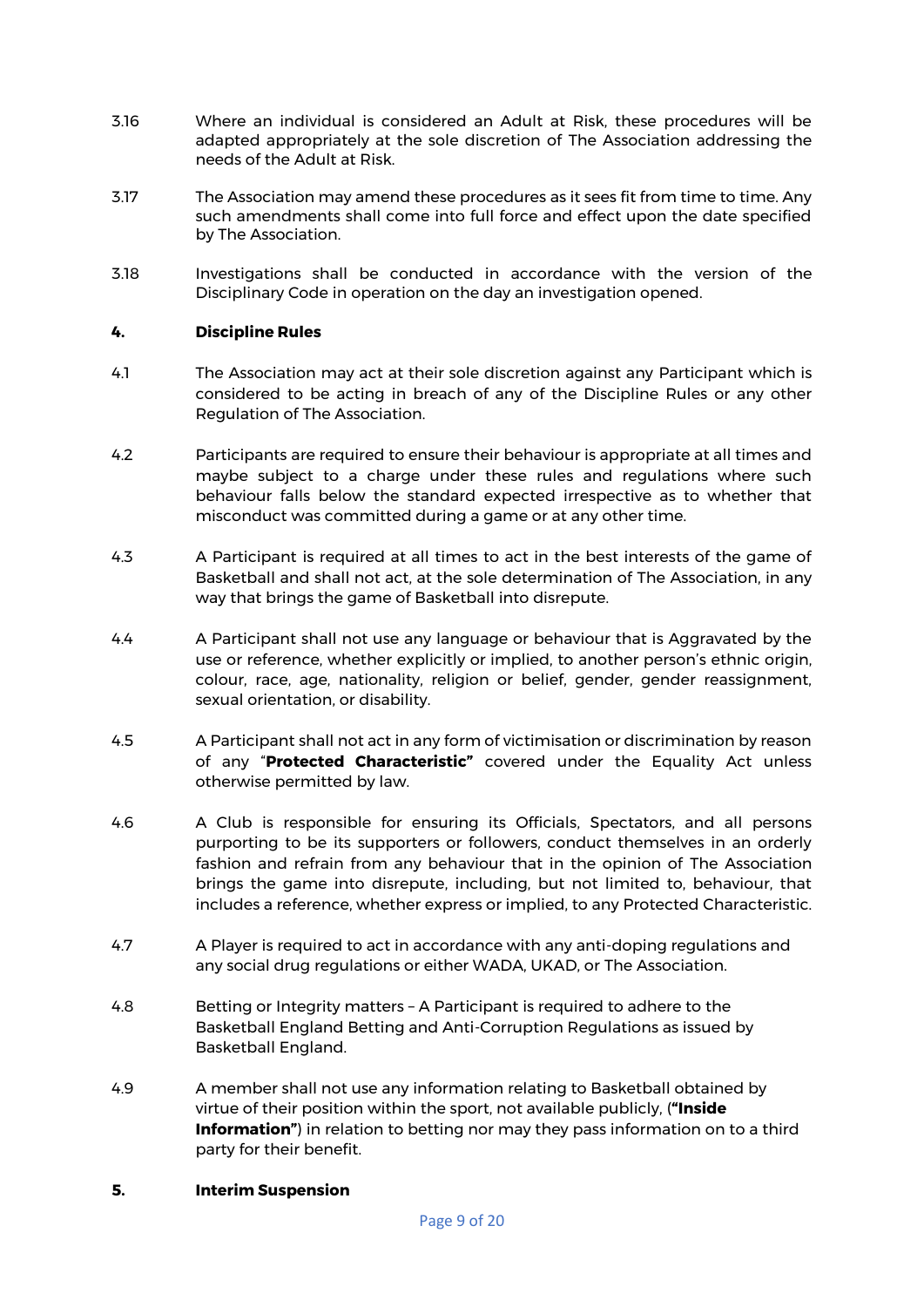3.16 Where an individual is considered an Adult at Risk, these procedures will be adapted appropriately at the sole discretion of The Association addressing the needs of the Adult at Risk.

3.17 The Association may amend these procedures as it sees fit from time to time. Any such amendments shall come into full force and effect upon the date specified by The Association.

3.18 Investigations shall be conducted in accordance with the version of the Disciplinary Code in operation on the day an investigation opened.

## 4. Discipline Rules

4.1 The Association may act at their sole discretion against any Participant which is considered to be acting in breach of any of the Discipline Rules or any other Regulation of The Association.

4.2 Participants are required to ensure their behaviour is appropriate at all times and maybe subject to a charge under these rules and regulations where such behaviour falls below the standard expected irrespective as to whether that misconduct was committed during a game or at any other time.

4.3 A Participant is required at all times to act in the best interests of the game of Basketball and shall not act, at the sole determination of The Association, in any way that brings the game of Basketball into disrepute.

4.4 A Participant shall not use any language or behaviour that is Aggravated by the use or reference, whether explicitly or implied, to another person's ethnic origin, colour, race, age, nationality, religion or belief, gender, gender reassignment, sexual orientation, or disability.

4.5 A Participant shall not act in any form of victimisation or discrimination by reason of any "**Protected Characteristic"** covered under the Equality Act unless otherwise permitted by law.

4.6 A Club is responsible for ensuring its Officials, Spectators, and all persons purporting to be its supporters or followers, conduct themselves in an orderly fashion and refrain from any behaviour that in the opinion of The Association brings the game into disrepute, including, but not limited to, behaviour, that includes a reference, whether express or implied, to any Protected Characteristic.

4.7 A Player is required to act in accordance with any anti-doping regulations and any social drug regulations or either WADA, UKAD, or The Association.

4.8 Betting or Integrity matters – A Participant is required to adhere to the Basketball England Betting and Anti-Corruption Regulations as issued by Basketball England.

4.9 A member shall not use any information relating to Basketball obtained by virtue of their position within the sport, not available publicly, (**"Inside Information"**) in relation to betting nor may they pass information on to a third party for their benefit.

## 5. Interim Suspension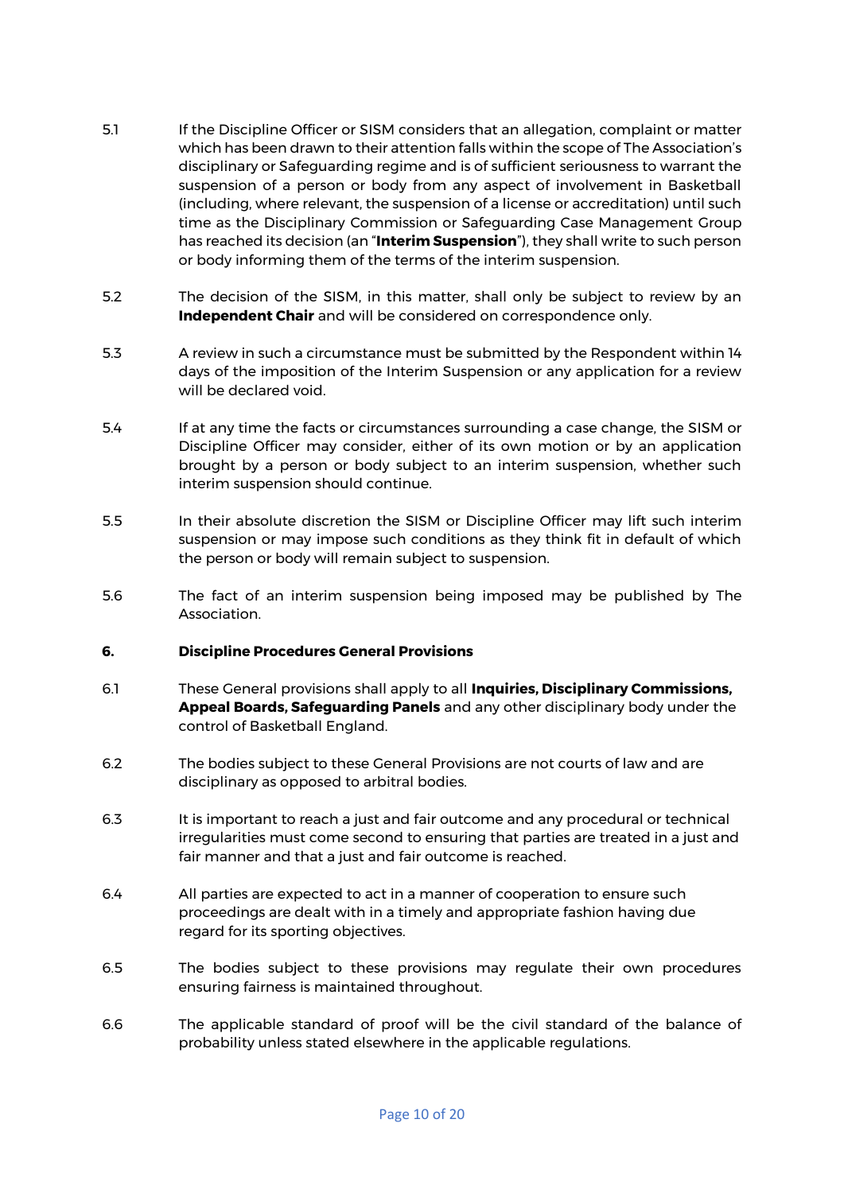5.1 If the Discipline Officer or SISM considers that an allegation, complaint or matter which has been drawn to their attention falls within the scope of The Association's disciplinary or Safeguarding regime and is of sufficient seriousness to warrant the suspension of a person or body from any aspect of involvement in Basketball (including, where relevant, the suspension of a license or accreditation) until such time as the Disciplinary Commission or Safeguarding Case Management Group has reached its decision (an "**Interim Suspension**"), they shall write to such person or body informing them of the terms of the interim suspension.

5.2 The decision of the SISM, in this matter, shall only be subject to review by an **Independent Chair** and will be considered on correspondence only.

5.3 A review in such a circumstance must be submitted by the Respondent within 14 days of the imposition of the Interim Suspension or any application for a review will be declared void.

5.4 If at any time the facts or circumstances surrounding a case change, the SISM or Discipline Officer may consider, either of its own motion or by an application brought by a person or body subject to an interim suspension, whether such interim suspension should continue.

5.5 In their absolute discretion the SISM or Discipline Officer may lift such interim suspension or may impose such conditions as they think fit in default of which the person or body will remain subject to suspension.

5.6 The fact of an interim suspension being imposed may be published by The Association.

## 6. Discipline Procedures General Provisions

6.1 These General provisions shall apply to all **Inquiries, Disciplinary Commissions, Appeal Boards, Safeguarding Panels** and any other disciplinary body under the control of Basketball England.

6.2 The bodies subject to these General Provisions are not courts of law and are disciplinary as opposed to arbitral bodies.

6.3 It is important to reach a just and fair outcome and any procedural or technical irregularities must come second to ensuring that parties are treated in a just and fair manner and that a just and fair outcome is reached.

6.4 All parties are expected to act in a manner of cooperation to ensure such proceedings are dealt with in a timely and appropriate fashion having due regard for its sporting objectives.

6.5 The bodies subject to these provisions may regulate their own procedures ensuring fairness is maintained throughout.

6.6 The applicable standard of proof will be the civil standard of the balance of probability unless stated elsewhere in the applicable regulations.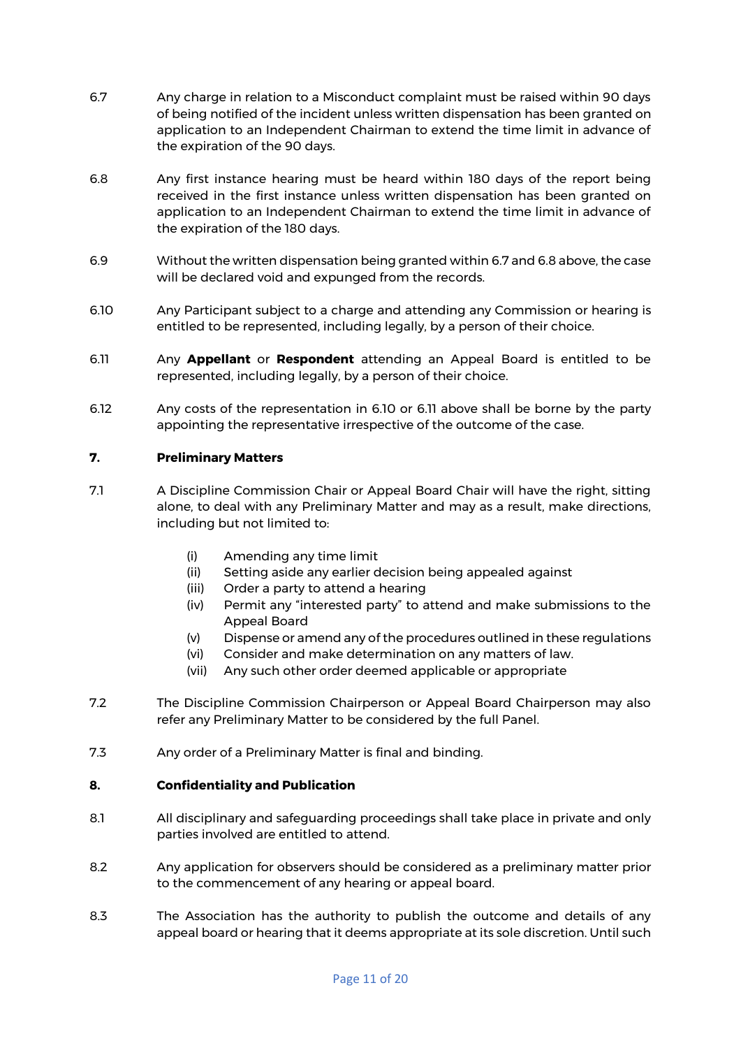6.7 Any charge in relation to a Misconduct complaint must be raised within 90 days of being notified of the incident unless written dispensation has been granted on application to an Independent Chairman to extend the time limit in advance of the expiration of the 90 days.

6.8 Any first instance hearing must be heard within 180 days of the report being received in the first instance unless written dispensation has been granted on application to an Independent Chairman to extend the time limit in advance of the expiration of the 180 days.

6.9 Without the written dispensation being granted within 6.7 and 6.8 above, the case will be declared void and expunged from the records.

6.10 Any Participant subject to a charge and attending any Commission or hearing is entitled to be represented, including legally, by a person of their choice.

6.11 Any **Appellant** or **Respondent** attending an Appeal Board is entitled to be represented, including legally, by a person of their choice.

6.12 Any costs of the representation in 6.10 or 6.11 above shall be borne by the party appointing the representative irrespective of the outcome of the case.

## 7. Preliminary Matters

7.1 A Discipline Commission Chair or Appeal Board Chair will have the right, sitting alone, to deal with any Preliminary Matter and may as a result, make directions, including but not limited to:

- (i) Amending any time limit
- (ii) Setting aside any earlier decision being appealed against
- (iii) Order a party to attend a hearing
- (iv) Permit any "interested party" to attend and make submissions to the Appeal Board
- (v) Dispense or amend any of the procedures outlined in these regulations
- (vi) Consider and make determination on any matters of law.
- (vii) Any such other order deemed applicable or appropriate

7.2 The Discipline Commission Chairperson or Appeal Board Chairperson may also refer any Preliminary Matter to be considered by the full Panel.

7.3 Any order of a Preliminary Matter is final and binding.

## 8. Confidentiality and Publication

8.1 All disciplinary and safeguarding proceedings shall take place in private and only parties involved are entitled to attend.

8.2 Any application for observers should be considered as a preliminary matter prior to the commencement of any hearing or appeal board.

8.3 The Association has the authority to publish the outcome and details of any appeal board or hearing that it deems appropriate at its sole discretion. Until such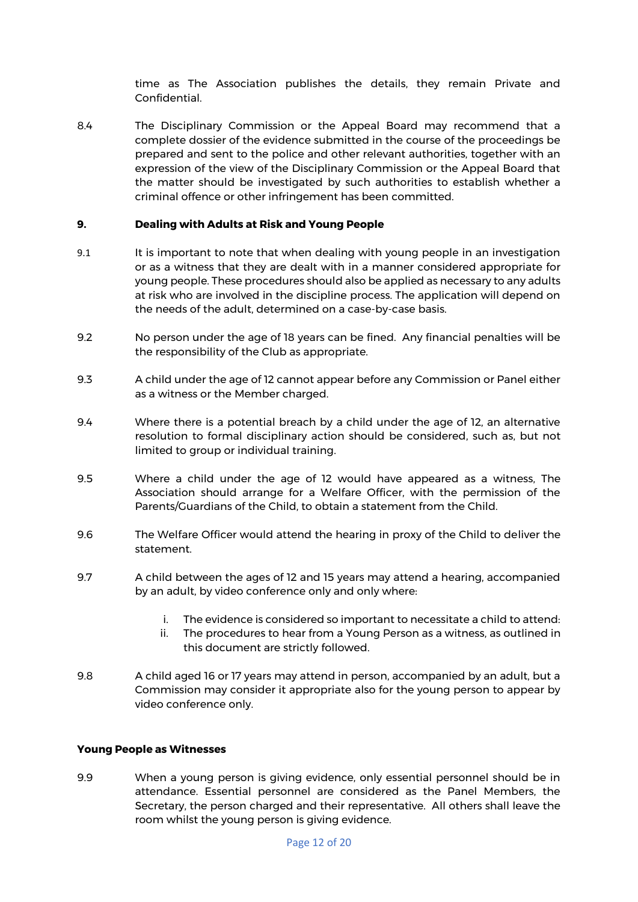time as The Association publishes the details, they remain Private and Confidential.

8.4 The Disciplinary Commission or the Appeal Board may recommend that a complete dossier of the evidence submitted in the course of the proceedings be prepared and sent to the police and other relevant authorities, together with an expression of the view of the Disciplinary Commission or the Appeal Board that the matter should be investigated by such authorities to establish whether a criminal offence or other infringement has been committed.

## 9. Dealing with Adults at Risk and Young People

9.1 It is important to note that when dealing with young people in an investigation or as a witness that they are dealt with in a manner considered appropriate for young people. These procedures should also be applied as necessary to any adults at risk who are involved in the discipline process. The application will depend on the needs of the adult, determined on a case-by-case basis.

9.2 No person under the age of 18 years can be fined. Any financial penalties will be the responsibility of the Club as appropriate.

9.3 A child under the age of 12 cannot appear before any Commission or Panel either as a witness or the Member charged.

9.4 Where there is a potential breach by a child under the age of 12, an alternative resolution to formal disciplinary action should be considered, such as, but not limited to group or individual training.

9.5 Where a child under the age of 12 would have appeared as a witness, The Association should arrange for a Welfare Officer, with the permission of the Parents/Guardians of the Child, to obtain a statement from the Child.

9.6 The Welfare Officer would attend the hearing in proxy of the Child to deliver the statement.

9.7 A child between the ages of 12 and 15 years may attend a hearing, accompanied by an adult, by video conference only and only where:

i. The evidence is considered so important to necessitate a child to attend:
ii. The procedures to hear from a Young Person as a witness, as outlined in this document are strictly followed.

9.8 A child aged 16 or 17 years may attend in person, accompanied by an adult, but a Commission may consider it appropriate also for the young person to appear by video conference only.

### Young People as Witnesses

9.9 When a young person is giving evidence, only essential personnel should be in attendance. Essential personnel are considered as the Panel Members, the Secretary, the person charged and their representative. All others shall leave the room whilst the young person is giving evidence.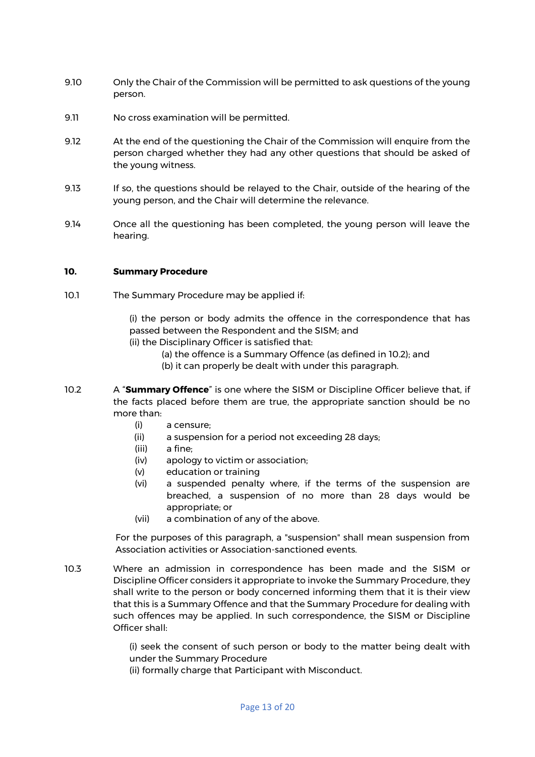9.10 Only the Chair of the Commission will be permitted to ask questions of the young person.

9.11 No cross examination will be permitted.

9.12 At the end of the questioning the Chair of the Commission will enquire from the person charged whether they had any other questions that should be asked of the young witness.

9.13 If so, the questions should be relayed to the Chair, outside of the hearing of the young person, and the Chair will determine the relevance.

9.14 Once all the questioning has been completed, the young person will leave the hearing.

## 10. Summary Procedure

10.1 The Summary Procedure may be applied if:

(i) the person or body admits the offence in the correspondence that has passed between the Respondent and the SISM; and
(ii) the Disciplinary Officer is satisfied that:
  (a) the offence is a Summary Offence (as defined in 10.2); and
  (b) it can properly be dealt with under this paragraph.

10.2 A "**Summary Offence**" is one where the SISM or Discipline Officer believe that, if the facts placed before them are true, the appropriate sanction should be no more than:

(i) a censure;
(ii) a suspension for a period not exceeding 28 days;
(iii) a fine;
(iv) apology to victim or association;
(v) education or training
(vi) a suspended penalty where, if the terms of the suspension are breached, a suspension of no more than 28 days would be appropriate; or
(vii) a combination of any of the above.

For the purposes of this paragraph, a "suspension" shall mean suspension from Association activities or Association-sanctioned events.

10.3 Where an admission in correspondence has been made and the SISM or Discipline Officer considers it appropriate to invoke the Summary Procedure, they shall write to the person or body concerned informing them that it is their view that this is a Summary Offence and that the Summary Procedure for dealing with such offences may be applied. In such correspondence, the SISM or Discipline Officer shall:

(i) seek the consent of such person or body to the matter being dealt with under the Summary Procedure
(ii) formally charge that Participant with Misconduct.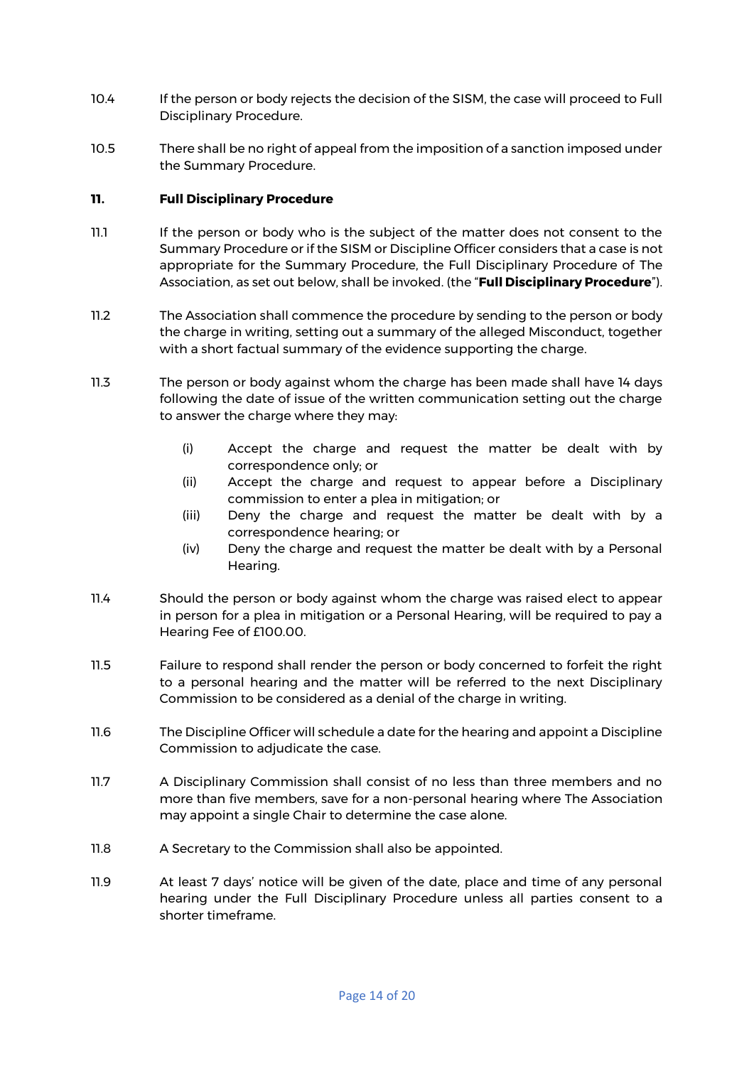10.4 If the person or body rejects the decision of the SISM, the case will proceed to Full Disciplinary Procedure.

10.5 There shall be no right of appeal from the imposition of a sanction imposed under the Summary Procedure.

## 11. Full Disciplinary Procedure

11.1 If the person or body who is the subject of the matter does not consent to the Summary Procedure or if the SISM or Discipline Officer considers that a case is not appropriate for the Summary Procedure, the Full Disciplinary Procedure of The Association, as set out below, shall be invoked. (the "**Full Disciplinary Procedure**").

11.2 The Association shall commence the procedure by sending to the person or body the charge in writing, setting out a summary of the alleged Misconduct, together with a short factual summary of the evidence supporting the charge.

11.3 The person or body against whom the charge has been made shall have 14 days following the date of issue of the written communication setting out the charge to answer the charge where they may:

- (i) Accept the charge and request the matter be dealt with by correspondence only; or
- (ii) Accept the charge and request to appear before a Disciplinary commission to enter a plea in mitigation; or
- (iii) Deny the charge and request the matter be dealt with by a correspondence hearing; or
- (iv) Deny the charge and request the matter be dealt with by a Personal Hearing.

11.4 Should the person or body against whom the charge was raised elect to appear in person for a plea in mitigation or a Personal Hearing, will be required to pay a Hearing Fee of £100.00.

11.5 Failure to respond shall render the person or body concerned to forfeit the right to a personal hearing and the matter will be referred to the next Disciplinary Commission to be considered as a denial of the charge in writing.

11.6 The Discipline Officer will schedule a date for the hearing and appoint a Discipline Commission to adjudicate the case.

11.7 A Disciplinary Commission shall consist of no less than three members and no more than five members, save for a non-personal hearing where The Association may appoint a single Chair to determine the case alone.

11.8 A Secretary to the Commission shall also be appointed.

11.9 At least 7 days' notice will be given of the date, place and time of any personal hearing under the Full Disciplinary Procedure unless all parties consent to a shorter timeframe.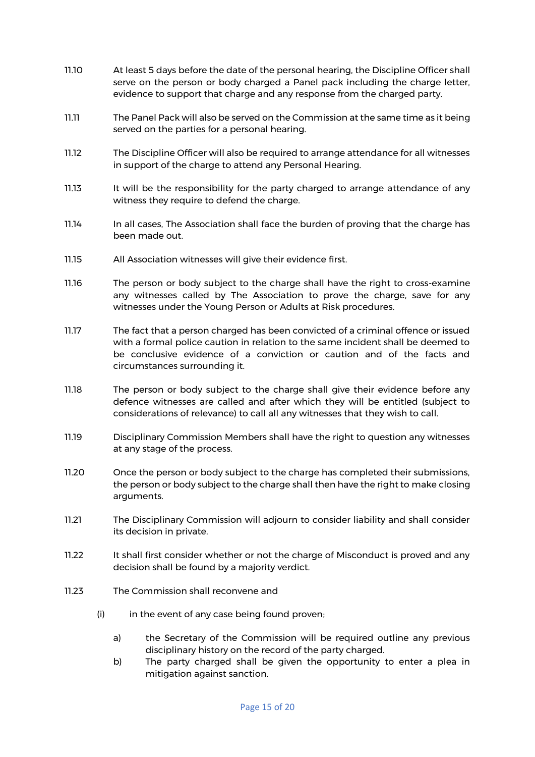11.10 At least 5 days before the date of the personal hearing, the Discipline Officer shall serve on the person or body charged a Panel pack including the charge letter, evidence to support that charge and any response from the charged party.

11.11 The Panel Pack will also be served on the Commission at the same time as it being served on the parties for a personal hearing.

11.12 The Discipline Officer will also be required to arrange attendance for all witnesses in support of the charge to attend any Personal Hearing.

11.13 It will be the responsibility for the party charged to arrange attendance of any witness they require to defend the charge.

11.14 In all cases, The Association shall face the burden of proving that the charge has been made out.

11.15 All Association witnesses will give their evidence first.

11.16 The person or body subject to the charge shall have the right to cross-examine any witnesses called by The Association to prove the charge, save for any witnesses under the Young Person or Adults at Risk procedures.

11.17 The fact that a person charged has been convicted of a criminal offence or issued with a formal police caution in relation to the same incident shall be deemed to be conclusive evidence of a conviction or caution and of the facts and circumstances surrounding it.

11.18 The person or body subject to the charge shall give their evidence before any defence witnesses are called and after which they will be entitled (subject to considerations of relevance) to call all any witnesses that they wish to call.

11.19 Disciplinary Commission Members shall have the right to question any witnesses at any stage of the process.

11.20 Once the person or body subject to the charge has completed their submissions, the person or body subject to the charge shall then have the right to make closing arguments.

11.21 The Disciplinary Commission will adjourn to consider liability and shall consider its decision in private.

11.22 It shall first consider whether or not the charge of Misconduct is proved and any decision shall be found by a majority verdict.

11.23 The Commission shall reconvene and

(i) in the event of any case being found proven;

a) the Secretary of the Commission will be required outline any previous disciplinary history on the record of the party charged.

b) The party charged shall be given the opportunity to enter a plea in mitigation against sanction.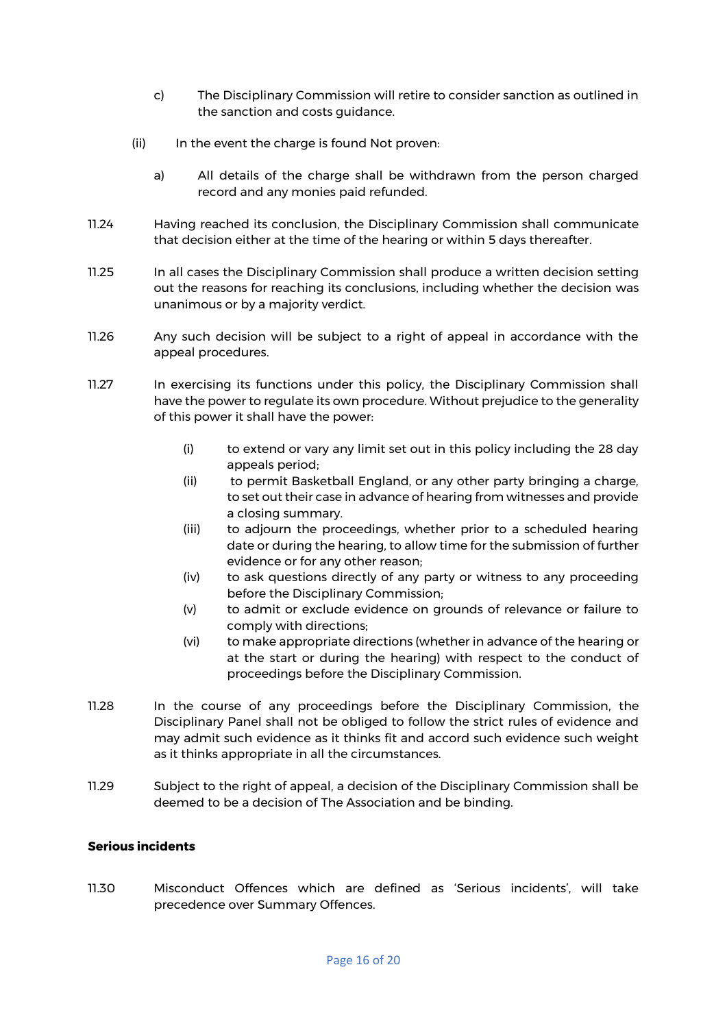c) The Disciplinary Commission will retire to consider sanction as outlined in the sanction and costs guidance.

(ii) In the event the charge is found Not proven:

a) All details of the charge shall be withdrawn from the person charged record and any monies paid refunded.

11.24 Having reached its conclusion, the Disciplinary Commission shall communicate that decision either at the time of the hearing or within 5 days thereafter.

11.25 In all cases the Disciplinary Commission shall produce a written decision setting out the reasons for reaching its conclusions, including whether the decision was unanimous or by a majority verdict.

11.26 Any such decision will be subject to a right of appeal in accordance with the appeal procedures.

11.27 In exercising its functions under this policy, the Disciplinary Commission shall have the power to regulate its own procedure. Without prejudice to the generality of this power it shall have the power:

(i) to extend or vary any limit set out in this policy including the 28 day appeals period;
(ii) to permit Basketball England, or any other party bringing a charge, to set out their case in advance of hearing from witnesses and provide a closing summary.
(iii) to adjourn the proceedings, whether prior to a scheduled hearing date or during the hearing, to allow time for the submission of further evidence or for any other reason;
(iv) to ask questions directly of any party or witness to any proceeding before the Disciplinary Commission;
(v) to admit or exclude evidence on grounds of relevance or failure to comply with directions;
(vi) to make appropriate directions (whether in advance of the hearing or at the start or during the hearing) with respect to the conduct of proceedings before the Disciplinary Commission.

11.28 In the course of any proceedings before the Disciplinary Commission, the Disciplinary Panel shall not be obliged to follow the strict rules of evidence and may admit such evidence as it thinks fit and accord such evidence such weight as it thinks appropriate in all the circumstances.

11.29 Subject to the right of appeal, a decision of the Disciplinary Commission shall be deemed to be a decision of The Association and be binding.

**Serious incidents**

11.30 Misconduct Offences which are defined as 'Serious incidents', will take precedence over Summary Offences.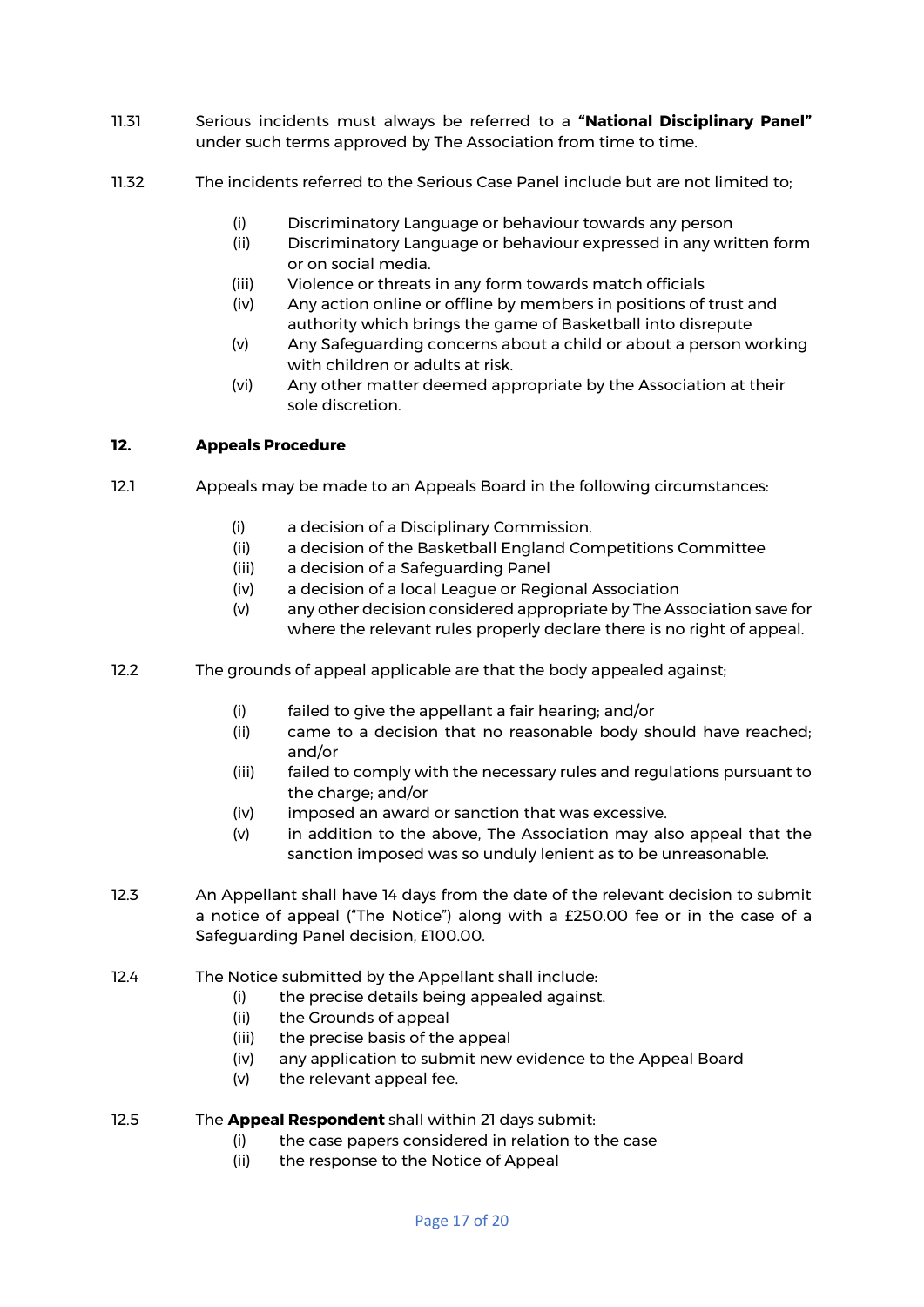11.31 Serious incidents must always be referred to a **"National Disciplinary Panel"** under such terms approved by The Association from time to time.

11.32 The incidents referred to the Serious Case Panel include but are not limited to;

- (i) Discriminatory Language or behaviour towards any person
- (ii) Discriminatory Language or behaviour expressed in any written form or on social media.
- (iii) Violence or threats in any form towards match officials
- (iv) Any action online or offline by members in positions of trust and authority which brings the game of Basketball into disrepute
- (v) Any Safeguarding concerns about a child or about a person working with children or adults at risk.
- (vi) Any other matter deemed appropriate by the Association at their sole discretion.

## 12. Appeals Procedure

12.1 Appeals may be made to an Appeals Board in the following circumstances:

- (i) a decision of a Disciplinary Commission.
- (ii) a decision of the Basketball England Competitions Committee
- (iii) a decision of a Safeguarding Panel
- (iv) a decision of a local League or Regional Association
- (v) any other decision considered appropriate by The Association save for where the relevant rules properly declare there is no right of appeal.

12.2 The grounds of appeal applicable are that the body appealed against;

- (i) failed to give the appellant a fair hearing; and/or
- (ii) came to a decision that no reasonable body should have reached; and/or
- (iii) failed to comply with the necessary rules and regulations pursuant to the charge; and/or
- (iv) imposed an award or sanction that was excessive.
- (v) in addition to the above, The Association may also appeal that the sanction imposed was so unduly lenient as to be unreasonable.

12.3 An Appellant shall have 14 days from the date of the relevant decision to submit a notice of appeal ("The Notice") along with a £250.00 fee or in the case of a Safeguarding Panel decision, £100.00.

12.4 The Notice submitted by the Appellant shall include:

- (i) the precise details being appealed against.
- (ii) the Grounds of appeal
- (iii) the precise basis of the appeal
- (iv) any application to submit new evidence to the Appeal Board
- (v) the relevant appeal fee.

12.5 The **Appeal Respondent** shall within 21 days submit:

- (i) the case papers considered in relation to the case
- (ii) the response to the Notice of Appeal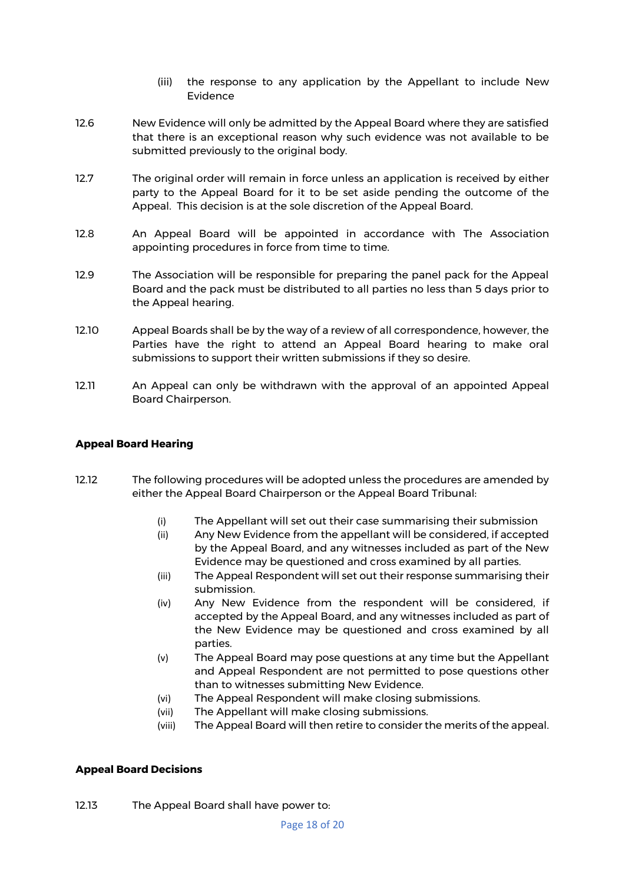(iii) the response to any application by the Appellant to include New Evidence

12.6 New Evidence will only be admitted by the Appeal Board where they are satisfied that there is an exceptional reason why such evidence was not available to be submitted previously to the original body.

12.7 The original order will remain in force unless an application is received by either party to the Appeal Board for it to be set aside pending the outcome of the Appeal. This decision is at the sole discretion of the Appeal Board.

12.8 An Appeal Board will be appointed in accordance with The Association appointing procedures in force from time to time.

12.9 The Association will be responsible for preparing the panel pack for the Appeal Board and the pack must be distributed to all parties no less than 5 days prior to the Appeal hearing.

12.10 Appeal Boards shall be by the way of a review of all correspondence, however, the Parties have the right to attend an Appeal Board hearing to make oral submissions to support their written submissions if they so desire.

12.11 An Appeal can only be withdrawn with the approval of an appointed Appeal Board Chairperson.

**Appeal Board Hearing**

12.12 The following procedures will be adopted unless the procedures are amended by either the Appeal Board Chairperson or the Appeal Board Tribunal:

(i) The Appellant will set out their case summarising their submission
(ii) Any New Evidence from the appellant will be considered, if accepted by the Appeal Board, and any witnesses included as part of the New Evidence may be questioned and cross examined by all parties.
(iii) The Appeal Respondent will set out their response summarising their submission.
(iv) Any New Evidence from the respondent will be considered, if accepted by the Appeal Board, and any witnesses included as part of the New Evidence may be questioned and cross examined by all parties.
(v) The Appeal Board may pose questions at any time but the Appellant and Appeal Respondent are not permitted to pose questions other than to witnesses submitting New Evidence.
(vi) The Appeal Respondent will make closing submissions.
(vii) The Appellant will make closing submissions.
(viii) The Appeal Board will then retire to consider the merits of the appeal.

**Appeal Board Decisions**

12.13 The Appeal Board shall have power to: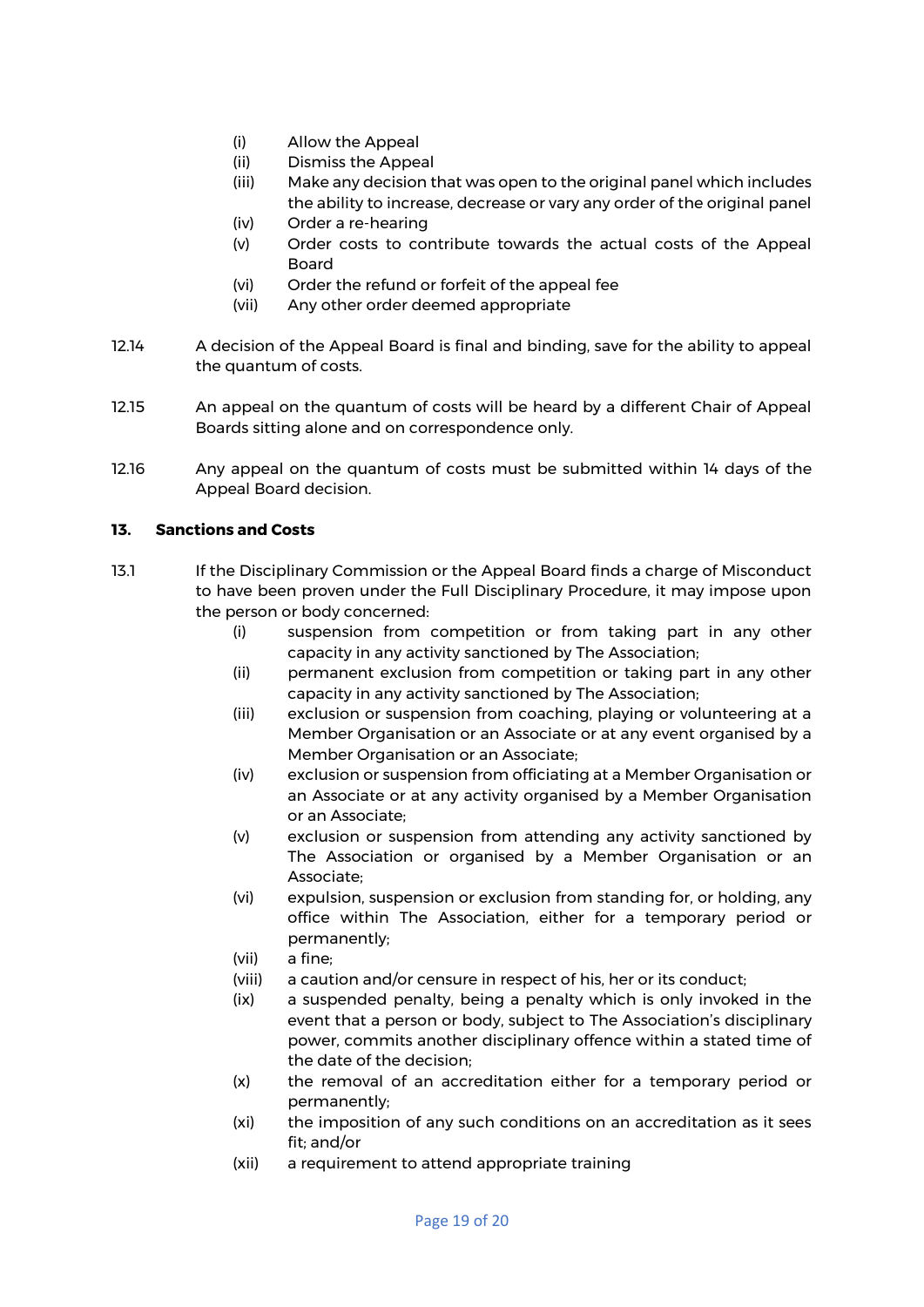(i) Allow the Appeal
(ii) Dismiss the Appeal
(iii) Make any decision that was open to the original panel which includes the ability to increase, decrease or vary any order of the original panel
(iv) Order a re-hearing
(v) Order costs to contribute towards the actual costs of the Appeal Board
(vi) Order the refund or forfeit of the appeal fee
(vii) Any other order deemed appropriate

12.14 A decision of the Appeal Board is final and binding, save for the ability to appeal the quantum of costs.

12.15 An appeal on the quantum of costs will be heard by a different Chair of Appeal Boards sitting alone and on correspondence only.

12.16 Any appeal on the quantum of costs must be submitted within 14 days of the Appeal Board decision.

**13. Sanctions and Costs**

13.1 If the Disciplinary Commission or the Appeal Board finds a charge of Misconduct to have been proven under the Full Disciplinary Procedure, it may impose upon the person or body concerned:

(i) suspension from competition or from taking part in any other capacity in any activity sanctioned by The Association;
(ii) permanent exclusion from competition or taking part in any other capacity in any activity sanctioned by The Association;
(iii) exclusion or suspension from coaching, playing or volunteering at a Member Organisation or an Associate or at any event organised by a Member Organisation or an Associate;
(iv) exclusion or suspension from officiating at a Member Organisation or an Associate or at any activity organised by a Member Organisation or an Associate;
(v) exclusion or suspension from attending any activity sanctioned by The Association or organised by a Member Organisation or an Associate;
(vi) expulsion, suspension or exclusion from standing for, or holding, any office within The Association, either for a temporary period or permanently;
(vii) a fine;
(viii) a caution and/or censure in respect of his, her or its conduct;
(ix) a suspended penalty, being a penalty which is only invoked in the event that a person or body, subject to The Association's disciplinary power, commits another disciplinary offence within a stated time of the date of the decision;
(x) the removal of an accreditation either for a temporary period or permanently;
(xi) the imposition of any such conditions on an accreditation as it sees fit; and/or
(xii) a requirement to attend appropriate training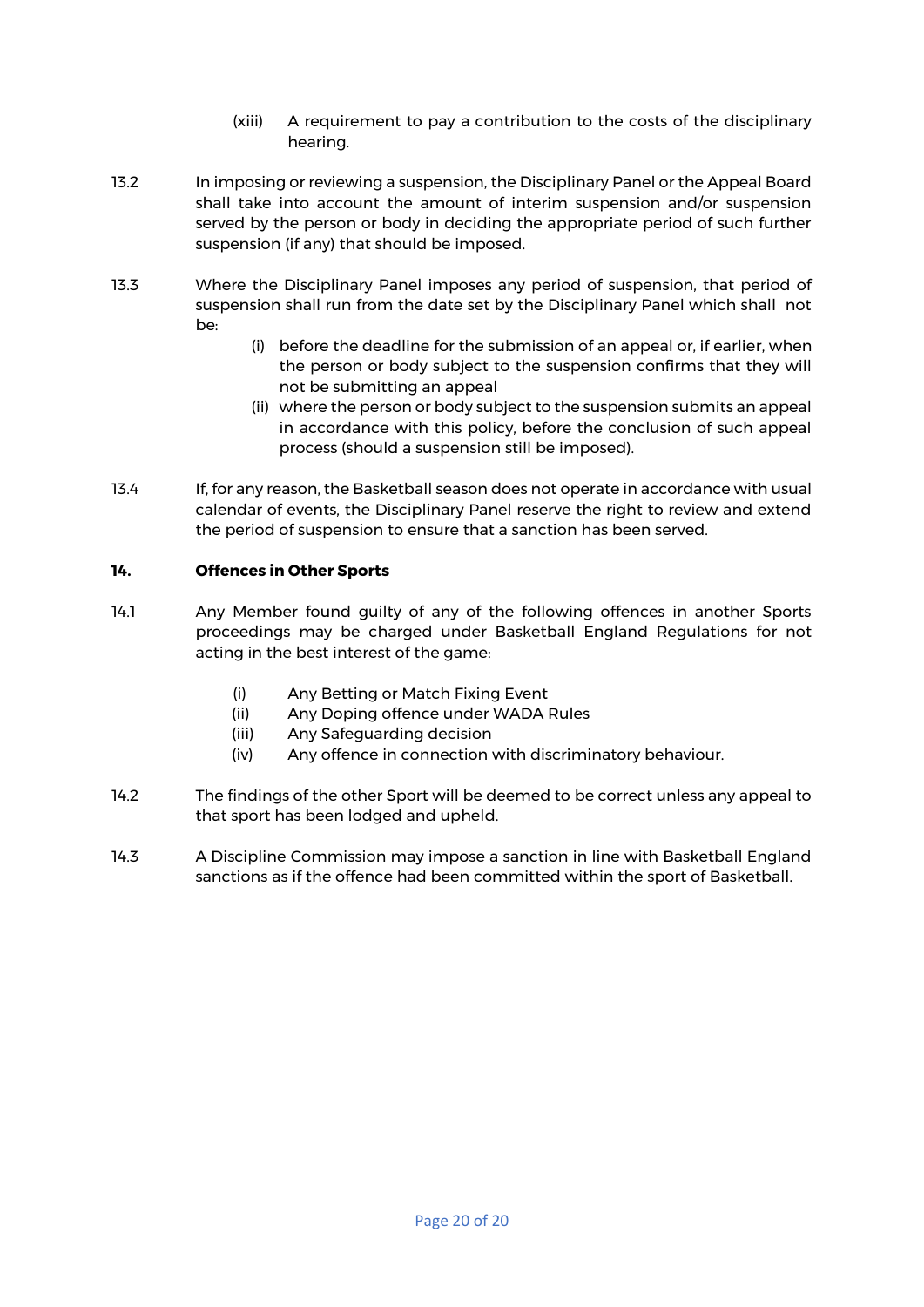(xiii) A requirement to pay a contribution to the costs of the disciplinary hearing.

13.2 In imposing or reviewing a suspension, the Disciplinary Panel or the Appeal Board shall take into account the amount of interim suspension and/or suspension served by the person or body in deciding the appropriate period of such further suspension (if any) that should be imposed.

13.3 Where the Disciplinary Panel imposes any period of suspension, that period of suspension shall run from the date set by the Disciplinary Panel which shall not be:

- (i) before the deadline for the submission of an appeal or, if earlier, when the person or body subject to the suspension confirms that they will not be submitting an appeal
- (ii) where the person or body subject to the suspension submits an appeal in accordance with this policy, before the conclusion of such appeal process (should a suspension still be imposed).

13.4 If, for any reason, the Basketball season does not operate in accordance with usual calendar of events, the Disciplinary Panel reserve the right to review and extend the period of suspension to ensure that a sanction has been served.

## 14. Offences in Other Sports

14.1 Any Member found guilty of any of the following offences in another Sports proceedings may be charged under Basketball England Regulations for not acting in the best interest of the game:

- (i) Any Betting or Match Fixing Event
- (ii) Any Doping offence under WADA Rules
- (iii) Any Safeguarding decision
- (iv) Any offence in connection with discriminatory behaviour.

14.2 The findings of the other Sport will be deemed to be correct unless any appeal to that sport has been lodged and upheld.

14.3 A Discipline Commission may impose a sanction in line with Basketball England sanctions as if the offence had been committed within the sport of Basketball.